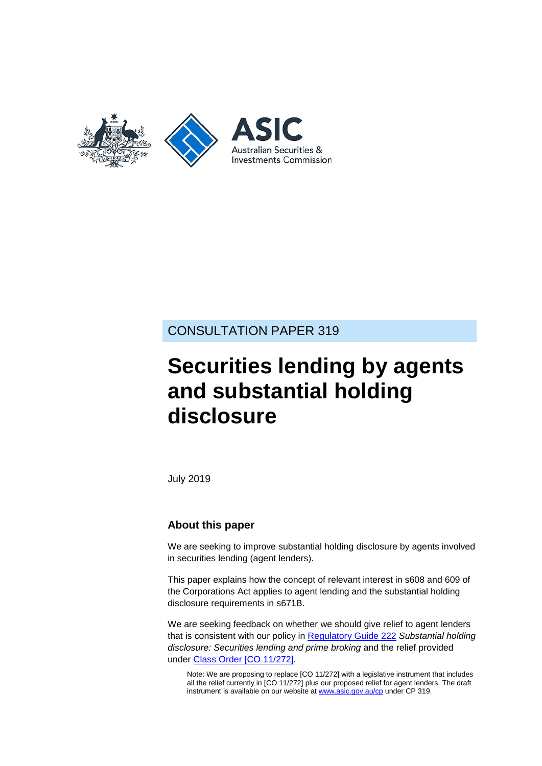Australian Securities & Investments Commission

CONSULTATION PAPER 319

# Securities lending by agents and substantial holding disclosure

July 2019

## About this paper

We are seeking to improve substantial holding disclosure by agents involved in securities lending (agent lenders).

This paper explains how the concept of relevant interest in s608 and 609 of the Corporations Act applies to agent lending and the substantial holding disclosure requirements in s671B.

We are seeking feedback on whether we should give relief to agent lenders that is consistent with our policy in Regulatory Guide 222 *Substantial holding disclosure: Securities lending and prime broking* and the relief provided under Class Order [CO 11/272].

> Note: We are proposing to replace [CO 11/272] with a legislative instrument that includes all the relief currently in [CO 11/272] plus our proposed relief for agent lenders. The draft instrument is available on our website at www.asic.gov.au/cp under CP 319.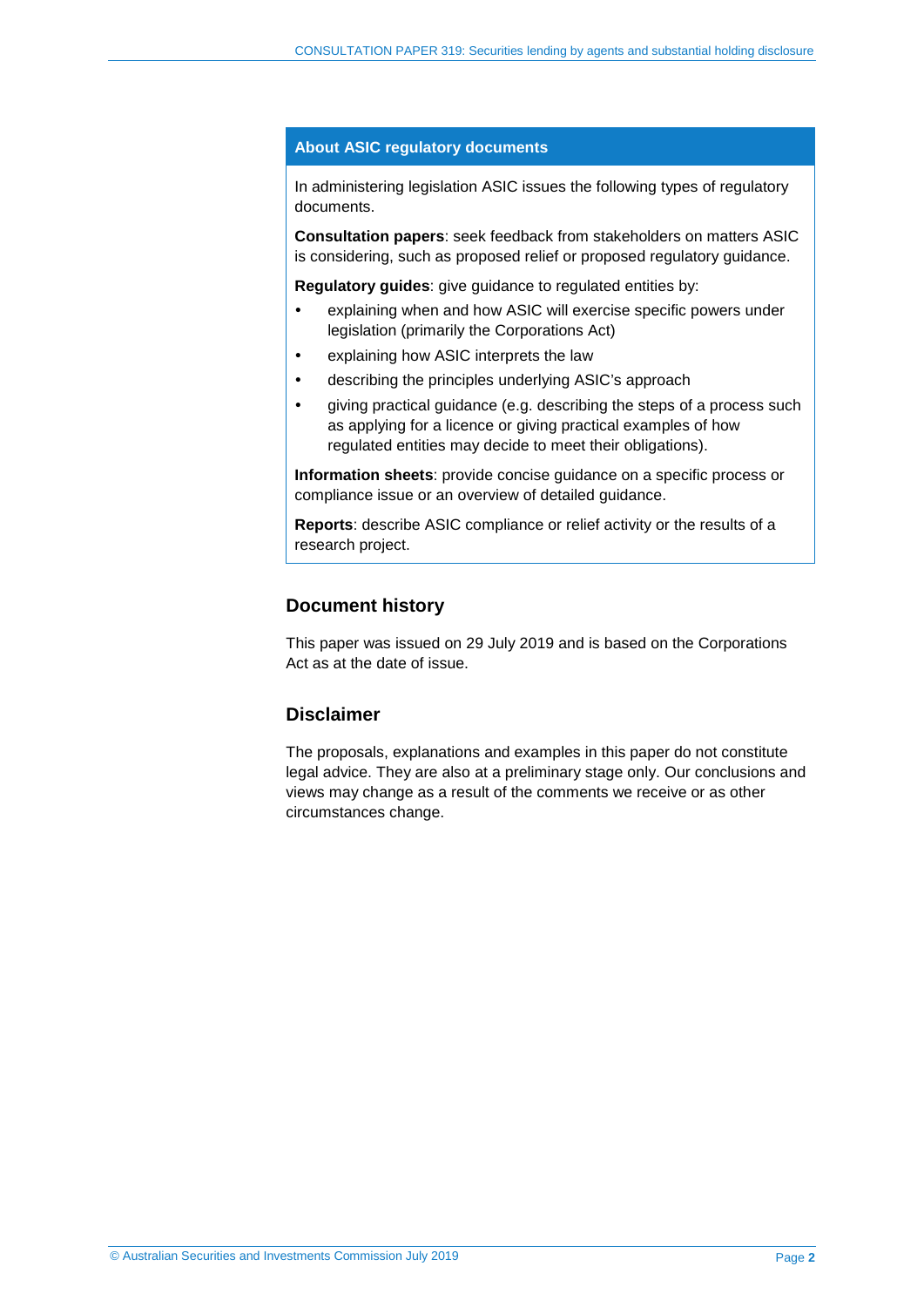## About ASIC regulatory documents

In administering legislation ASIC issues the following types of regulatory documents.

**Consultation papers**: seek feedback from stakeholders on matters ASIC is considering, such as proposed relief or proposed regulatory guidance.

**Regulatory guides**: give guidance to regulated entities by:

- explaining when and how ASIC will exercise specific powers under legislation (primarily the Corporations Act)
- explaining how ASIC interprets the law
- describing the principles underlying ASIC's approach
- giving practical guidance (e.g. describing the steps of a process such as applying for a licence or giving practical examples of how regulated entities may decide to meet their obligations).

**Information sheets**: provide concise guidance on a specific process or compliance issue or an overview of detailed guidance.

**Reports**: describe ASIC compliance or relief activity or the results of a research project.

## Document history

This paper was issued on 29 July 2019 and is based on the Corporations Act as at the date of issue.

## Disclaimer

The proposals, explanations and examples in this paper do not constitute legal advice. They are also at a preliminary stage only. Our conclusions and views may change as a result of the comments we receive or as other circumstances change.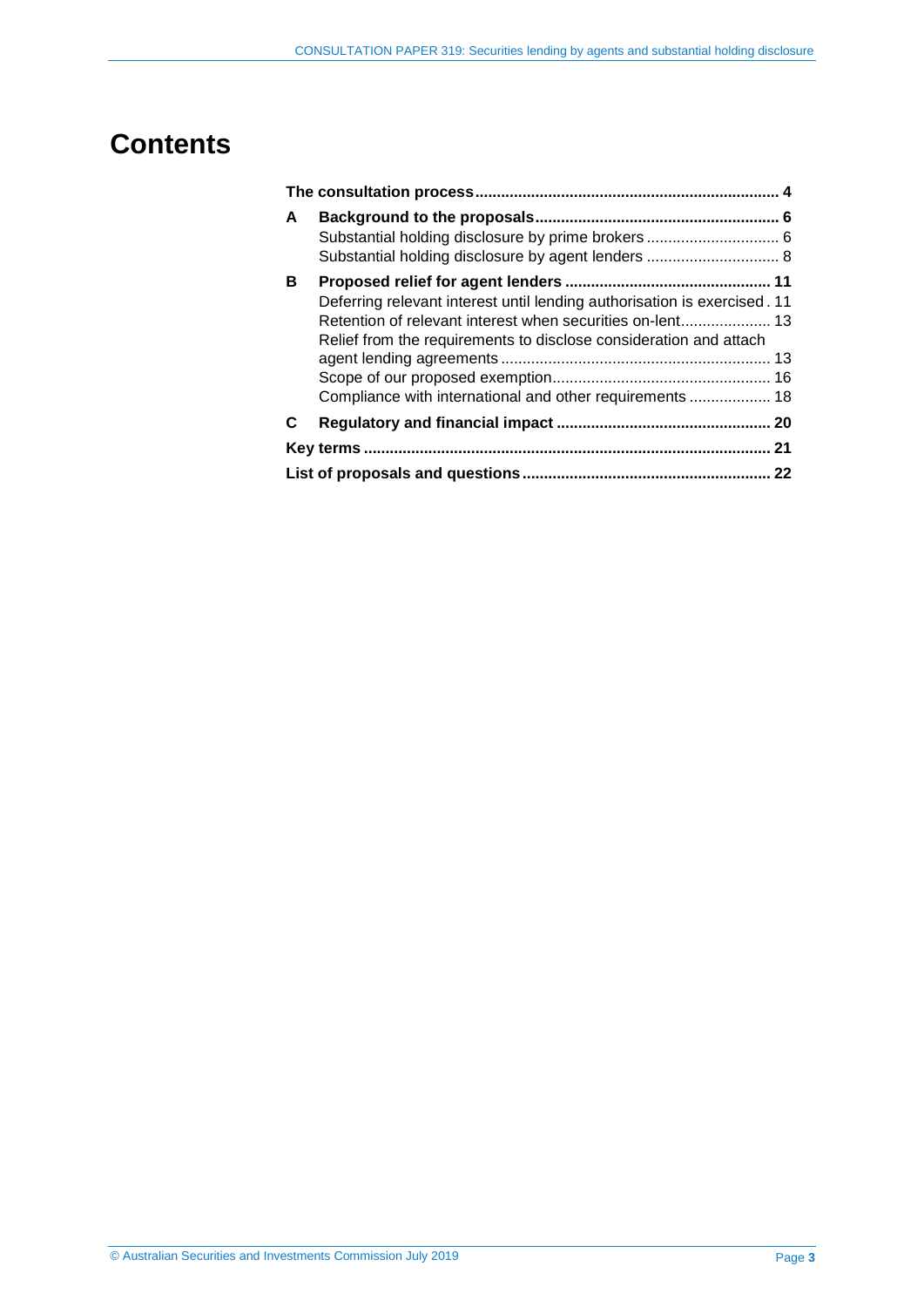# Contents

**The consultation process** ..... **4**

**A Background to the proposals** ..... **6**
- Substantial holding disclosure by prime brokers ..... 6
- Substantial holding disclosure by agent lenders ..... 8

**B Proposed relief for agent lenders** ..... **11**
- Deferring relevant interest until lending authorisation is exercised ..... 11
- Retention of relevant interest when securities on-lent ..... 13
- Relief from the requirements to disclose consideration and attach agent lending agreements ..... 13
- Scope of our proposed exemption ..... 16
- Compliance with international and other requirements ..... 18

**C Regulatory and financial impact** ..... **20**

**Key terms** ..... **21**

**List of proposals and questions** ..... **22**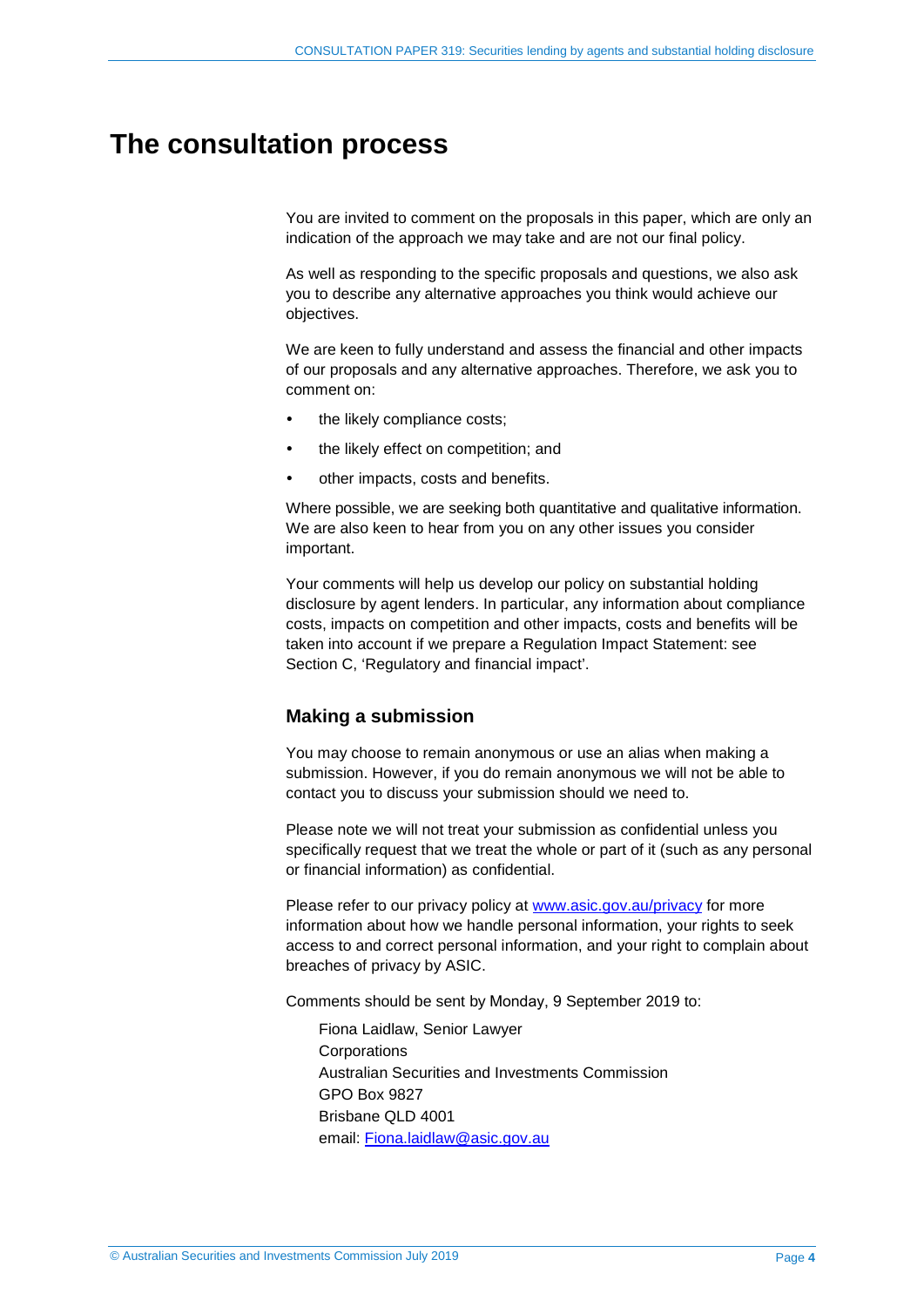# The consultation process

You are invited to comment on the proposals in this paper, which are only an indication of the approach we may take and are not our final policy.

As well as responding to the specific proposals and questions, we also ask you to describe any alternative approaches you think would achieve our objectives.

We are keen to fully understand and assess the financial and other impacts of our proposals and any alternative approaches. Therefore, we ask you to comment on:

- the likely compliance costs;
- the likely effect on competition; and
- other impacts, costs and benefits.

Where possible, we are seeking both quantitative and qualitative information. We are also keen to hear from you on any other issues you consider important.

Your comments will help us develop our policy on substantial holding disclosure by agent lenders. In particular, any information about compliance costs, impacts on competition and other impacts, costs and benefits will be taken into account if we prepare a Regulation Impact Statement: see Section C, 'Regulatory and financial impact'.

## Making a submission

You may choose to remain anonymous or use an alias when making a submission. However, if you do remain anonymous we will not be able to contact you to discuss your submission should we need to.

Please note we will not treat your submission as confidential unless you specifically request that we treat the whole or part of it (such as any personal or financial information) as confidential.

Please refer to our privacy policy at [www.asic.gov.au/privacy](http://www.asic.gov.au/privacy) for more information about how we handle personal information, your rights to seek access to and correct personal information, and your right to complain about breaches of privacy by ASIC.

Comments should be sent by Monday, 9 September 2019 to:

Fiona Laidlaw, Senior Lawyer  
Corporations  
Australian Securities and Investments Commission  
GPO Box 9827  
Brisbane QLD 4001  
email: [Fiona.laidlaw@asic.gov.au](mailto:Fiona.laidlaw@asic.gov.au)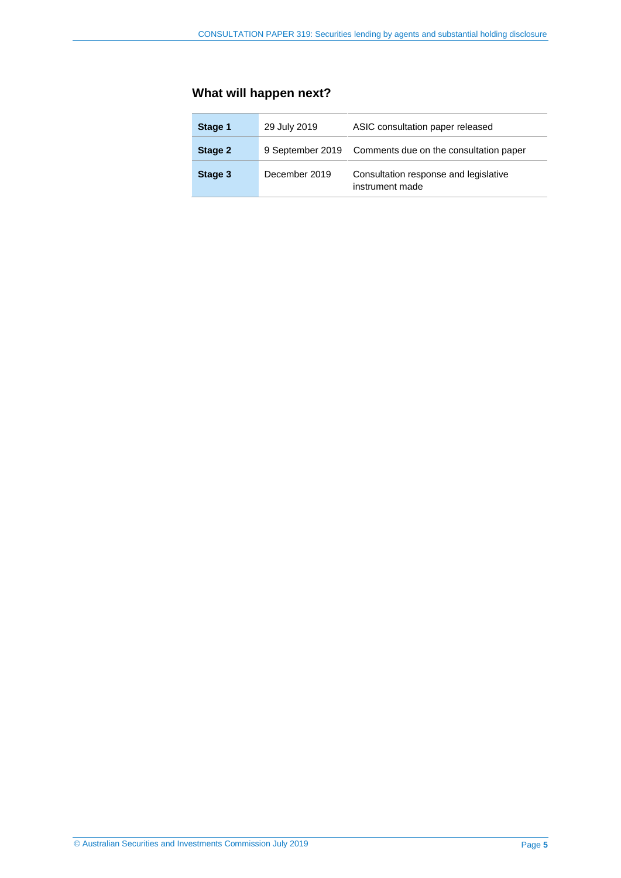## What will happen next?

| | | |
|---|---|---|
| **Stage 1** | 29 July 2019 | ASIC consultation paper released |
| **Stage 2** | 9 September 2019 | Comments due on the consultation paper |
| **Stage 3** | December 2019 | Consultation response and legislative instrument made |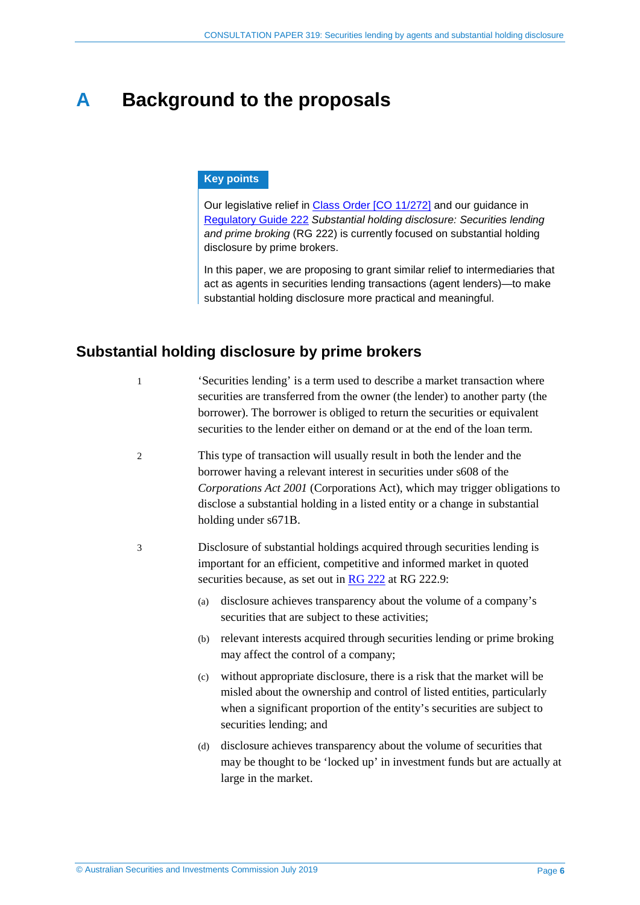# A Background to the proposals

> **Key points**
>
> Our legislative relief in [Class Order [CO 11/272]] and our guidance in [Regulatory Guide 222] *Substantial holding disclosure: Securities lending and prime broking* (RG 222) is currently focused on substantial holding disclosure by prime brokers.
>
> In this paper, we are proposing to grant similar relief to intermediaries that act as agents in securities lending transactions (agent lenders)—to make substantial holding disclosure more practical and meaningful.

## Substantial holding disclosure by prime brokers

1 'Securities lending' is a term used to describe a market transaction where securities are transferred from the owner (the lender) to another party (the borrower). The borrower is obliged to return the securities or equivalent securities to the lender either on demand or at the end of the loan term.

2 This type of transaction will usually result in both the lender and the borrower having a relevant interest in securities under s608 of the *Corporations Act 2001* (Corporations Act), which may trigger obligations to disclose a substantial holding in a listed entity or a change in substantial holding under s671B.

3 Disclosure of substantial holdings acquired through securities lending is important for an efficient, competitive and informed market in quoted securities because, as set out in RG 222 at RG 222.9:

(a) disclosure achieves transparency about the volume of a company's securities that are subject to these activities;

(b) relevant interests acquired through securities lending or prime broking may affect the control of a company;

(c) without appropriate disclosure, there is a risk that the market will be misled about the ownership and control of listed entities, particularly when a significant proportion of the entity's securities are subject to securities lending; and

(d) disclosure achieves transparency about the volume of securities that may be thought to be 'locked up' in investment funds but are actually at large in the market.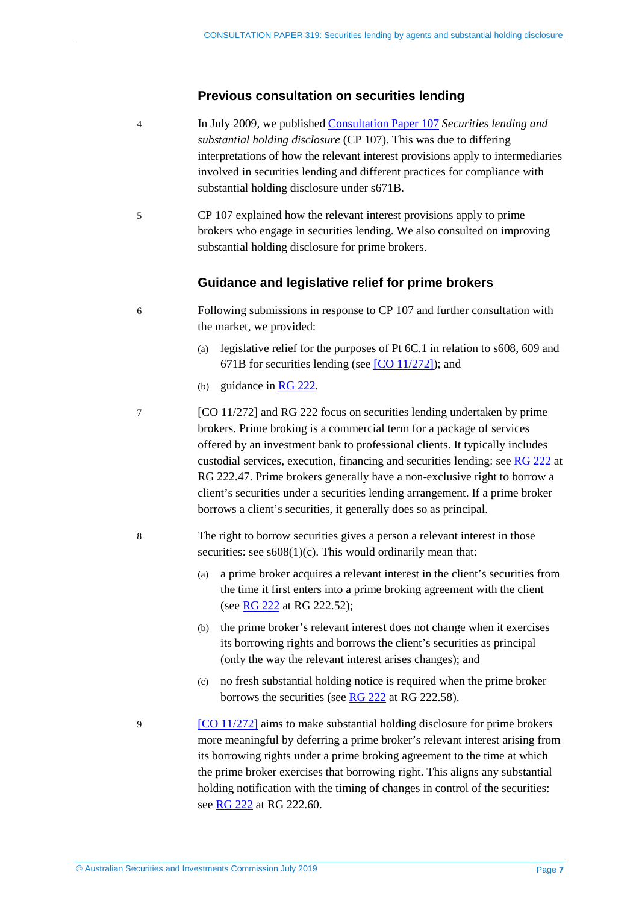## Previous consultation on securities lending

4 In July 2009, we published [Consultation Paper 107](#) *Securities lending and substantial holding disclosure* (CP 107). This was due to differing interpretations of how the relevant interest provisions apply to intermediaries involved in securities lending and different practices for compliance with substantial holding disclosure under s671B.

5 CP 107 explained how the relevant interest provisions apply to prime brokers who engage in securities lending. We also consulted on improving substantial holding disclosure for prime brokers.

## Guidance and legislative relief for prime brokers

6 Following submissions in response to CP 107 and further consultation with the market, we provided:

- (a) legislative relief for the purposes of Pt 6C.1 in relation to s608, 609 and 671B for securities lending (see [CO 11/272]); and
- (b) guidance in RG 222.

7 [CO 11/272] and RG 222 focus on securities lending undertaken by prime brokers. Prime broking is a commercial term for a package of services offered by an investment bank to professional clients. It typically includes custodial services, execution, financing and securities lending: see RG 222 at RG 222.47. Prime brokers generally have a non-exclusive right to borrow a client's securities under a securities lending arrangement. If a prime broker borrows a client's securities, it generally does so as principal.

8 The right to borrow securities gives a person a relevant interest in those securities: see s608(1)(c). This would ordinarily mean that:

- (a) a prime broker acquires a relevant interest in the client's securities from the time it first enters into a prime broking agreement with the client (see RG 222 at RG 222.52);
- (b) the prime broker's relevant interest does not change when it exercises its borrowing rights and borrows the client's securities as principal (only the way the relevant interest arises changes); and
- (c) no fresh substantial holding notice is required when the prime broker borrows the securities (see RG 222 at RG 222.58).

9 [CO 11/272] aims to make substantial holding disclosure for prime brokers more meaningful by deferring a prime broker's relevant interest arising from its borrowing rights under a prime broking agreement to the time at which the prime broker exercises that borrowing right. This aligns any substantial holding notification with the timing of changes in control of the securities: see RG 222 at RG 222.60.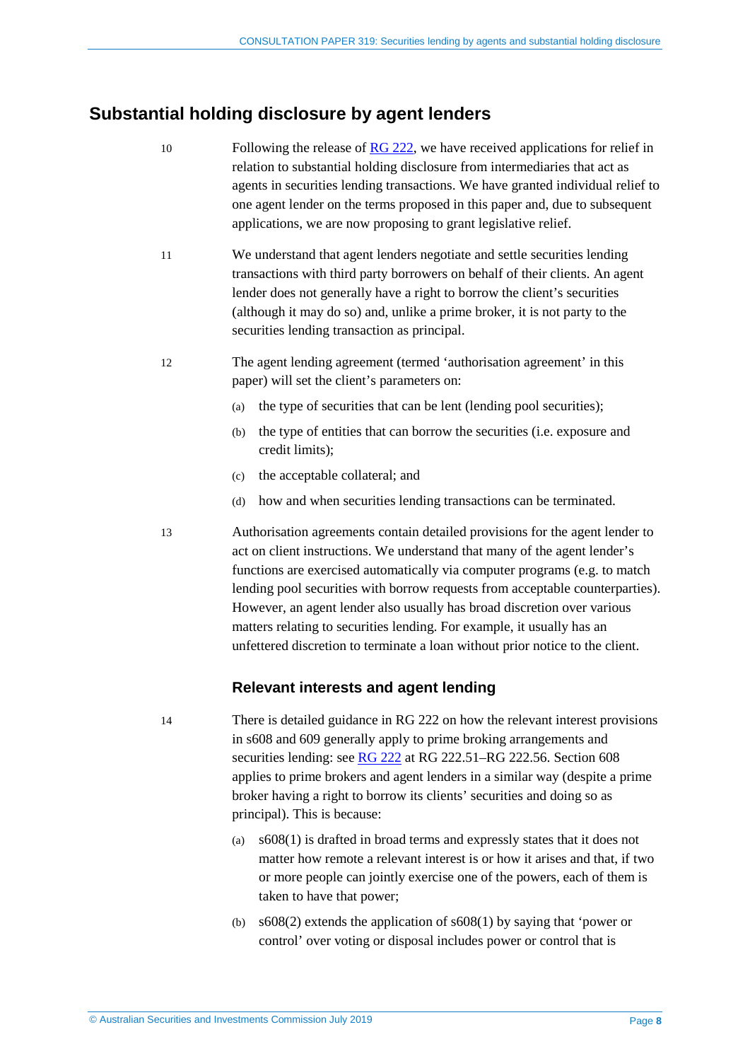## Substantial holding disclosure by agent lenders

10 Following the release of RG 222, we have received applications for relief in relation to substantial holding disclosure from intermediaries that act as agents in securities lending transactions. We have granted individual relief to one agent lender on the terms proposed in this paper and, due to subsequent applications, we are now proposing to grant legislative relief.

11 We understand that agent lenders negotiate and settle securities lending transactions with third party borrowers on behalf of their clients. An agent lender does not generally have a right to borrow the client's securities (although it may do so) and, unlike a prime broker, it is not party to the securities lending transaction as principal.

12 The agent lending agreement (termed 'authorisation agreement' in this paper) will set the client's parameters on:

(a) the type of securities that can be lent (lending pool securities);

(b) the type of entities that can borrow the securities (i.e. exposure and credit limits);

(c) the acceptable collateral; and

(d) how and when securities lending transactions can be terminated.

13 Authorisation agreements contain detailed provisions for the agent lender to act on client instructions. We understand that many of the agent lender's functions are exercised automatically via computer programs (e.g. to match lending pool securities with borrow requests from acceptable counterparties). However, an agent lender also usually has broad discretion over various matters relating to securities lending. For example, it usually has an unfettered discretion to terminate a loan without prior notice to the client.

### Relevant interests and agent lending

14 There is detailed guidance in RG 222 on how the relevant interest provisions in s608 and 609 generally apply to prime broking arrangements and securities lending: see RG 222 at RG 222.51–RG 222.56. Section 608 applies to prime brokers and agent lenders in a similar way (despite a prime broker having a right to borrow its clients' securities and doing so as principal). This is because:

(a) s608(1) is drafted in broad terms and expressly states that it does not matter how remote a relevant interest is or how it arises and that, if two or more people can jointly exercise one of the powers, each of them is taken to have that power;

(b) s608(2) extends the application of s608(1) by saying that 'power or control' over voting or disposal includes power or control that is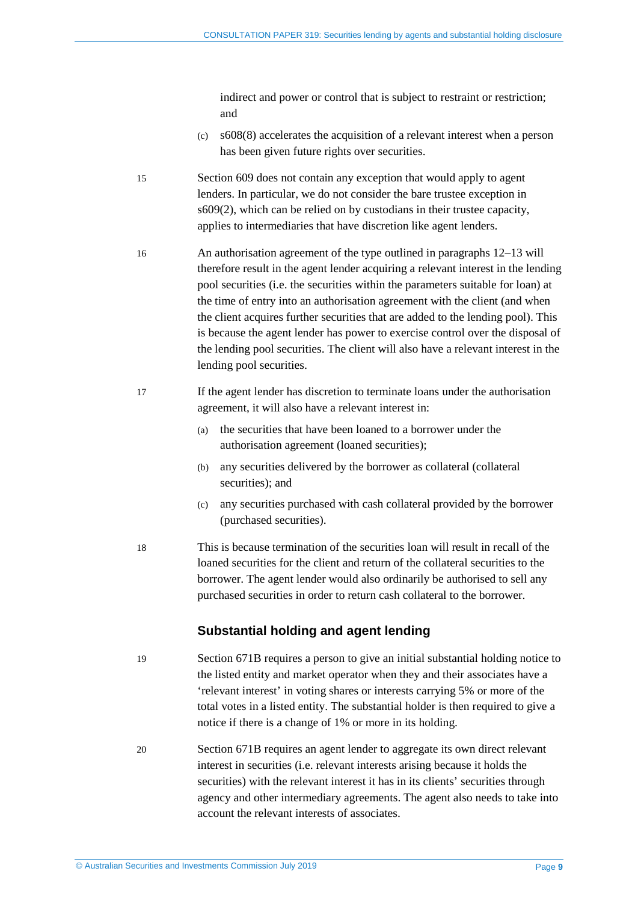indirect and power or control that is subject to restraint or restriction; and

(c) s608(8) accelerates the acquisition of a relevant interest when a person has been given future rights over securities.

15 Section 609 does not contain any exception that would apply to agent lenders. In particular, we do not consider the bare trustee exception in s609(2), which can be relied on by custodians in their trustee capacity, applies to intermediaries that have discretion like agent lenders.

16 An authorisation agreement of the type outlined in paragraphs 12–13 will therefore result in the agent lender acquiring a relevant interest in the lending pool securities (i.e. the securities within the parameters suitable for loan) at the time of entry into an authorisation agreement with the client (and when the client acquires further securities that are added to the lending pool). This is because the agent lender has power to exercise control over the disposal of the lending pool securities. The client will also have a relevant interest in the lending pool securities.

17 If the agent lender has discretion to terminate loans under the authorisation agreement, it will also have a relevant interest in:

(a) the securities that have been loaned to a borrower under the authorisation agreement (loaned securities);

(b) any securities delivered by the borrower as collateral (collateral securities); and

(c) any securities purchased with cash collateral provided by the borrower (purchased securities).

18 This is because termination of the securities loan will result in recall of the loaned securities for the client and return of the collateral securities to the borrower. The agent lender would also ordinarily be authorised to sell any purchased securities in order to return cash collateral to the borrower.

### Substantial holding and agent lending

19 Section 671B requires a person to give an initial substantial holding notice to the listed entity and market operator when they and their associates have a 'relevant interest' in voting shares or interests carrying 5% or more of the total votes in a listed entity. The substantial holder is then required to give a notice if there is a change of 1% or more in its holding.

20 Section 671B requires an agent lender to aggregate its own direct relevant interest in securities (i.e. relevant interests arising because it holds the securities) with the relevant interest it has in its clients' securities through agency and other intermediary agreements. The agent also needs to take into account the relevant interests of associates.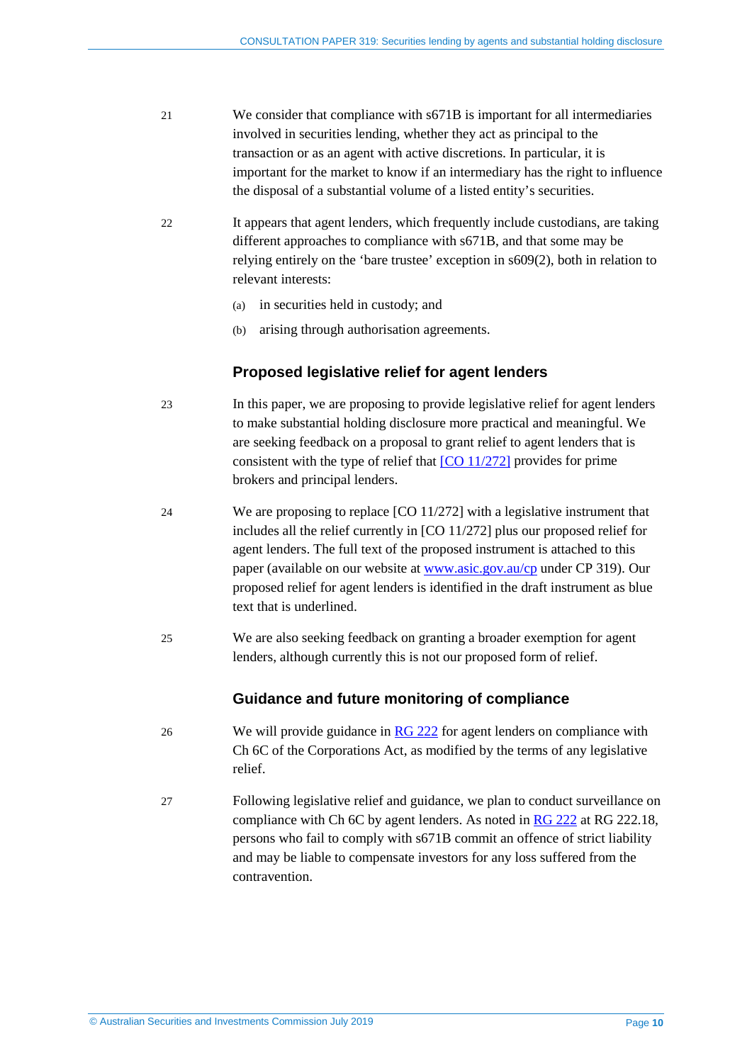21 We consider that compliance with s671B is important for all intermediaries involved in securities lending, whether they act as principal to the transaction or as an agent with active discretions. In particular, it is important for the market to know if an intermediary has the right to influence the disposal of a substantial volume of a listed entity's securities.

22 It appears that agent lenders, which frequently include custodians, are taking different approaches to compliance with s671B, and that some may be relying entirely on the 'bare trustee' exception in s609(2), both in relation to relevant interests:

(a) in securities held in custody; and

(b) arising through authorisation agreements.

### Proposed legislative relief for agent lenders

23 In this paper, we are proposing to provide legislative relief for agent lenders to make substantial holding disclosure more practical and meaningful. We are seeking feedback on a proposal to grant relief to agent lenders that is consistent with the type of relief that [CO 11/272] provides for prime brokers and principal lenders.

24 We are proposing to replace [CO 11/272] with a legislative instrument that includes all the relief currently in [CO 11/272] plus our proposed relief for agent lenders. The full text of the proposed instrument is attached to this paper (available on our website at www.asic.gov.au/cp under CP 319). Our proposed relief for agent lenders is identified in the draft instrument as blue text that is underlined.

25 We are also seeking feedback on granting a broader exemption for agent lenders, although currently this is not our proposed form of relief.

### Guidance and future monitoring of compliance

26 We will provide guidance in RG 222 for agent lenders on compliance with Ch 6C of the Corporations Act, as modified by the terms of any legislative relief.

27 Following legislative relief and guidance, we plan to conduct surveillance on compliance with Ch 6C by agent lenders. As noted in RG 222 at RG 222.18, persons who fail to comply with s671B commit an offence of strict liability and may be liable to compensate investors for any loss suffered from the contravention.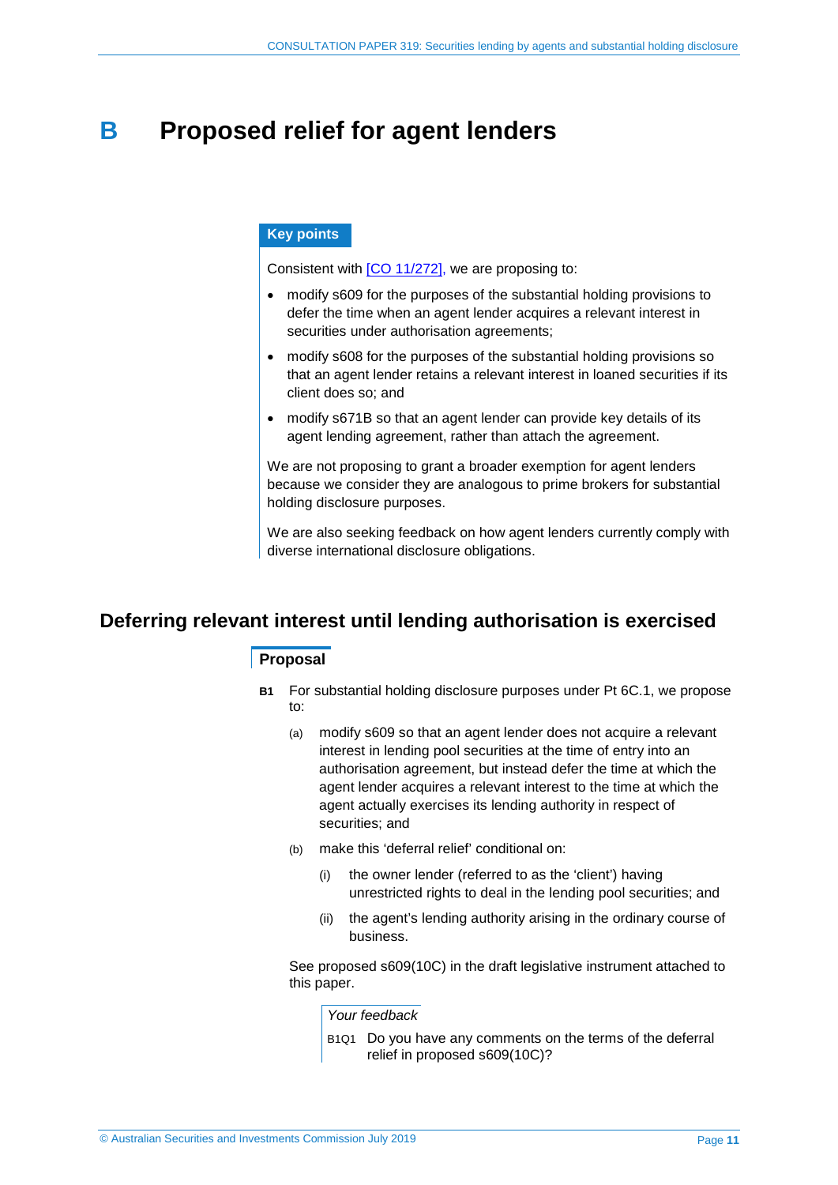# B Proposed relief for agent lenders

**Key points**

Consistent with [CO 11/272], we are proposing to:

- modify s609 for the purposes of the substantial holding provisions to defer the time when an agent lender acquires a relevant interest in securities under authorisation agreements;
- modify s608 for the purposes of the substantial holding provisions so that an agent lender retains a relevant interest in loaned securities if its client does so; and
- modify s671B so that an agent lender can provide key details of its agent lending agreement, rather than attach the agreement.

We are not proposing to grant a broader exemption for agent lenders because we consider they are analogous to prime brokers for substantial holding disclosure purposes.

We are also seeking feedback on how agent lenders currently comply with diverse international disclosure obligations.

## Deferring relevant interest until lending authorisation is exercised

### Proposal

**B1** For substantial holding disclosure purposes under Pt 6C.1, we propose to:

(a) modify s609 so that an agent lender does not acquire a relevant interest in lending pool securities at the time of entry into an authorisation agreement, but instead defer the time at which the agent lender acquires a relevant interest to the time at which the agent actually exercises its lending authority in respect of securities; and

(b) make this 'deferral relief' conditional on:

(i) the owner lender (referred to as the 'client') having unrestricted rights to deal in the lending pool securities; and

(ii) the agent's lending authority arising in the ordinary course of business.

See proposed s609(10C) in the draft legislative instrument attached to this paper.

*Your feedback*

B1Q1 Do you have any comments on the terms of the deferral relief in proposed s609(10C)?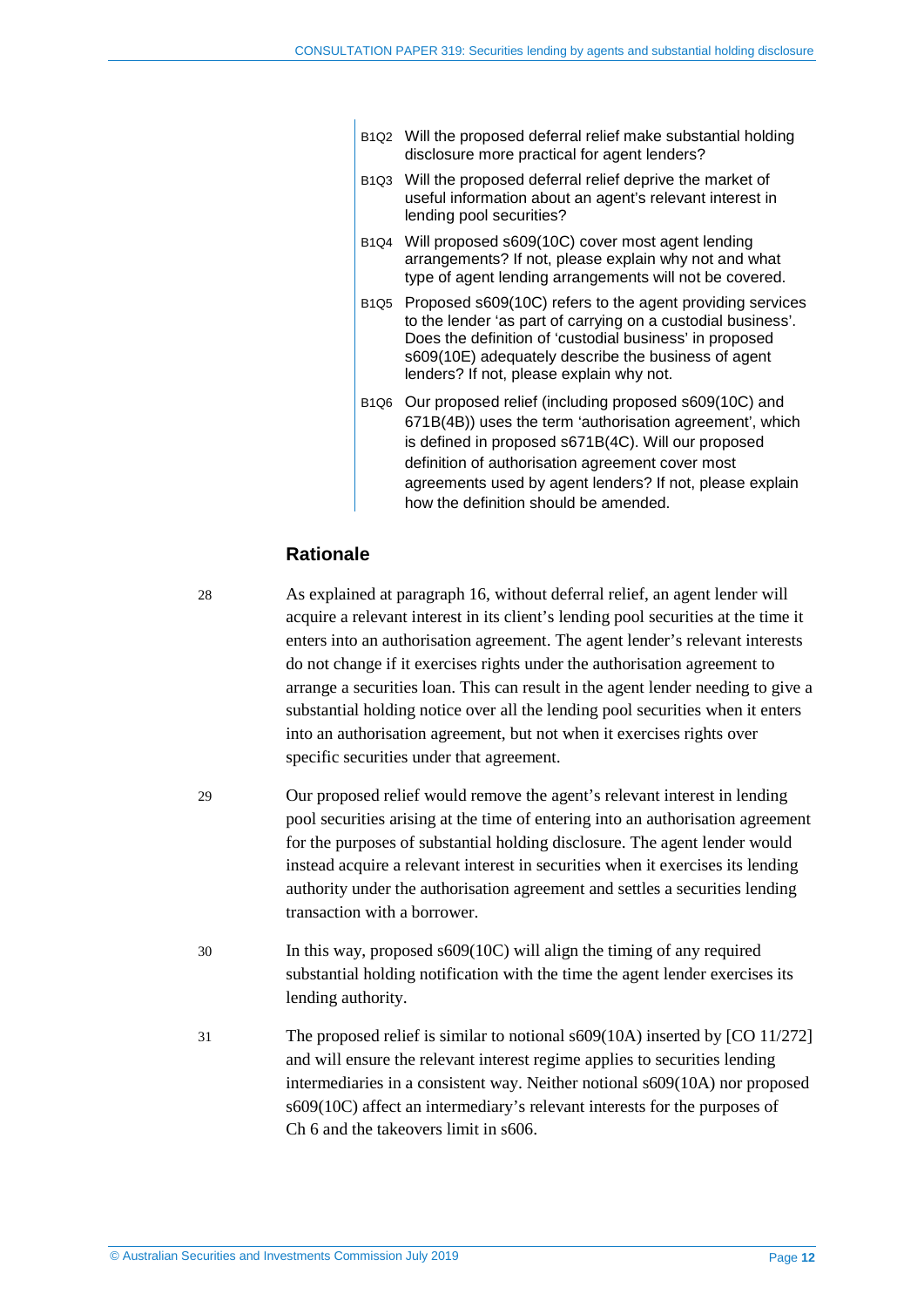B1Q2 Will the proposed deferral relief make substantial holding disclosure more practical for agent lenders?

B1Q3 Will the proposed deferral relief deprive the market of useful information about an agent's relevant interest in lending pool securities?

B1Q4 Will proposed s609(10C) cover most agent lending arrangements? If not, please explain why not and what type of agent lending arrangements will not be covered.

B1Q5 Proposed s609(10C) refers to the agent providing services to the lender 'as part of carrying on a custodial business'. Does the definition of 'custodial business' in proposed s609(10E) adequately describe the business of agent lenders? If not, please explain why not.

B1Q6 Our proposed relief (including proposed s609(10C) and 671B(4B)) uses the term 'authorisation agreement', which is defined in proposed s671B(4C). Will our proposed definition of authorisation agreement cover most agreements used by agent lenders? If not, please explain how the definition should be amended.

## Rationale

28 As explained at paragraph 16, without deferral relief, an agent lender will acquire a relevant interest in its client's lending pool securities at the time it enters into an authorisation agreement. The agent lender's relevant interests do not change if it exercises rights under the authorisation agreement to arrange a securities loan. This can result in the agent lender needing to give a substantial holding notice over all the lending pool securities when it enters into an authorisation agreement, but not when it exercises rights over specific securities under that agreement.

29 Our proposed relief would remove the agent's relevant interest in lending pool securities arising at the time of entering into an authorisation agreement for the purposes of substantial holding disclosure. The agent lender would instead acquire a relevant interest in securities when it exercises its lending authority under the authorisation agreement and settles a securities lending transaction with a borrower.

30 In this way, proposed s609(10C) will align the timing of any required substantial holding notification with the time the agent lender exercises its lending authority.

31 The proposed relief is similar to notional s609(10A) inserted by [CO 11/272] and will ensure the relevant interest regime applies to securities lending intermediaries in a consistent way. Neither notional s609(10A) nor proposed s609(10C) affect an intermediary's relevant interests for the purposes of Ch 6 and the takeovers limit in s606.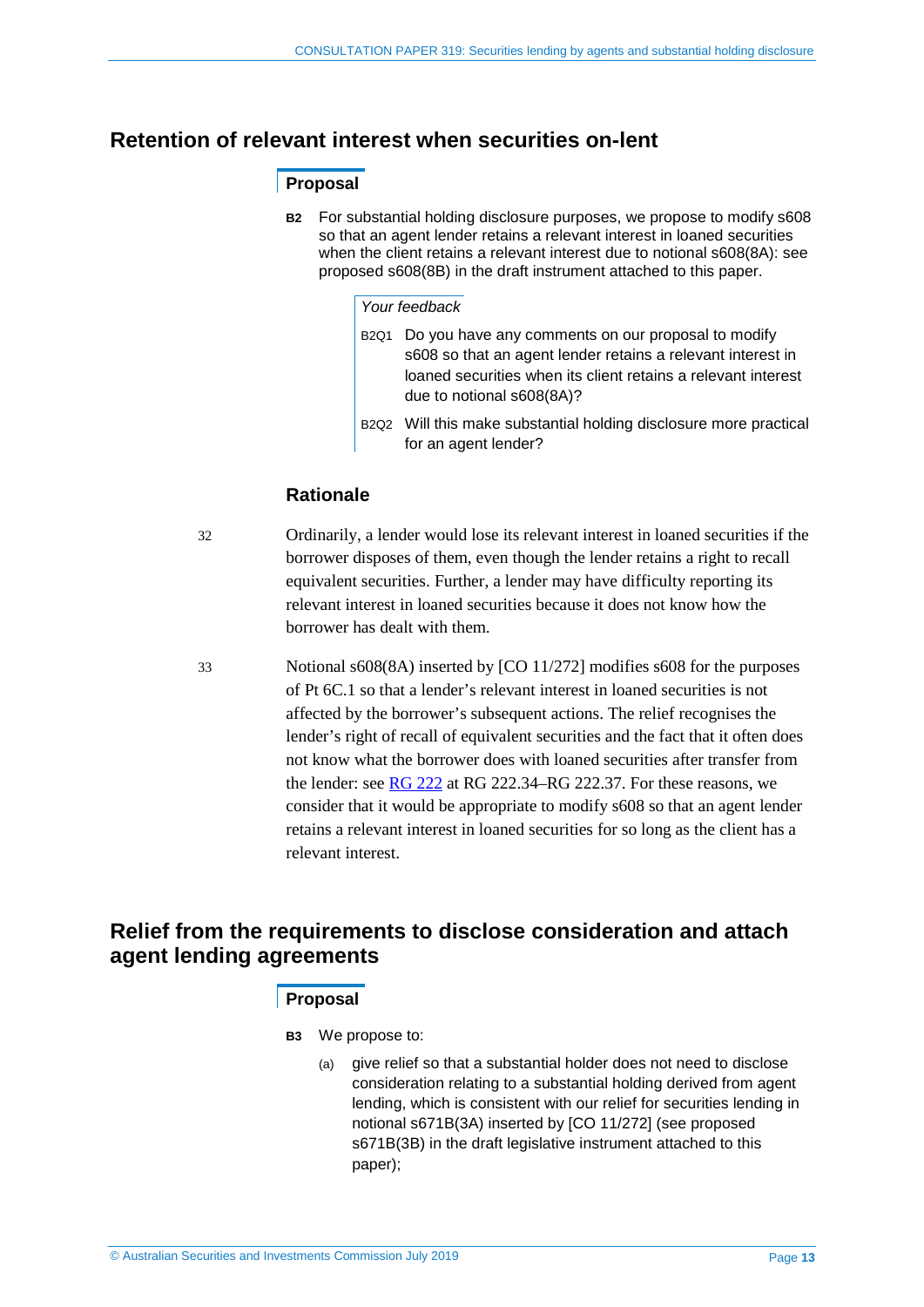## Retention of relevant interest when securities on-lent

### Proposal

**B2** For substantial holding disclosure purposes, we propose to modify s608 so that an agent lender retains a relevant interest in loaned securities when the client retains a relevant interest due to notional s608(8A): see proposed s608(8B) in the draft instrument attached to this paper.

*Your feedback*

B2Q1 Do you have any comments on our proposal to modify s608 so that an agent lender retains a relevant interest in loaned securities when its client retains a relevant interest due to notional s608(8A)?

B2Q2 Will this make substantial holding disclosure more practical for an agent lender?

### Rationale

32 Ordinarily, a lender would lose its relevant interest in loaned securities if the borrower disposes of them, even though the lender retains a right to recall equivalent securities. Further, a lender may have difficulty reporting its relevant interest in loaned securities because it does not know how the borrower has dealt with them.

33 Notional s608(8A) inserted by [CO 11/272] modifies s608 for the purposes of Pt 6C.1 so that a lender's relevant interest in loaned securities is not affected by the borrower's subsequent actions. The relief recognises the lender's right of recall of equivalent securities and the fact that it often does not know what the borrower does with loaned securities after transfer from the lender: see RG 222 at RG 222.34–RG 222.37. For these reasons, we consider that it would be appropriate to modify s608 so that an agent lender retains a relevant interest in loaned securities for so long as the client has a relevant interest.

## Relief from the requirements to disclose consideration and attach agent lending agreements

### Proposal

**B3** We propose to:

(a) give relief so that a substantial holder does not need to disclose consideration relating to a substantial holding derived from agent lending, which is consistent with our relief for securities lending in notional s671B(3A) inserted by [CO 11/272] (see proposed s671B(3B) in the draft legislative instrument attached to this paper);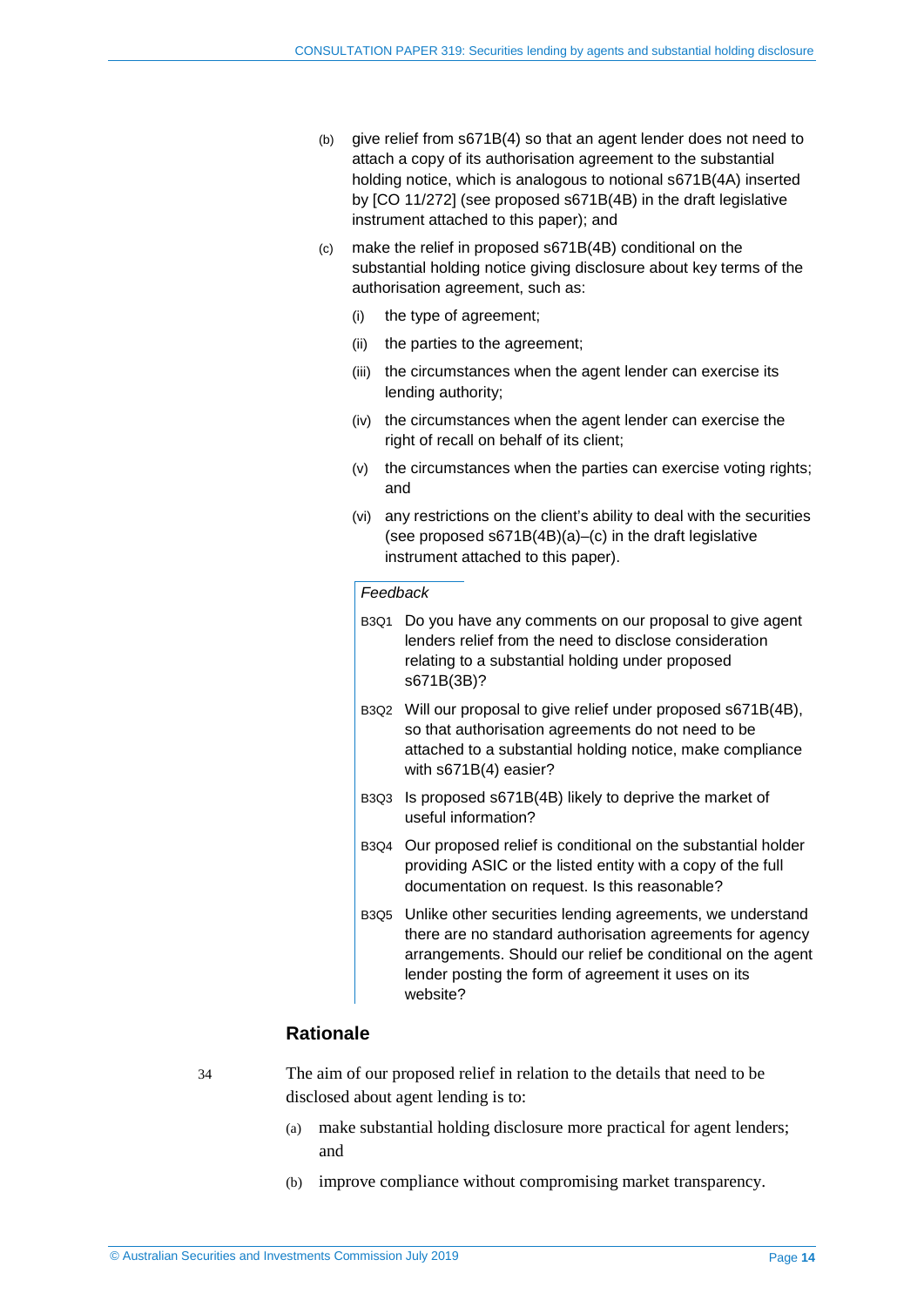(b) give relief from s671B(4) so that an agent lender does not need to attach a copy of its authorisation agreement to the substantial holding notice, which is analogous to notional s671B(4A) inserted by [CO 11/272] (see proposed s671B(4B) in the draft legislative instrument attached to this paper); and

(c) make the relief in proposed s671B(4B) conditional on the substantial holding notice giving disclosure about key terms of the authorisation agreement, such as:

  (i) the type of agreement;

  (ii) the parties to the agreement;

  (iii) the circumstances when the agent lender can exercise its lending authority;

  (iv) the circumstances when the agent lender can exercise the right of recall on behalf of its client;

  (v) the circumstances when the parties can exercise voting rights; and

  (vi) any restrictions on the client's ability to deal with the securities (see proposed s671B(4B)(a)–(c) in the draft legislative instrument attached to this paper).

*Feedback*

B3Q1 Do you have any comments on our proposal to give agent lenders relief from the need to disclose consideration relating to a substantial holding under proposed s671B(3B)?

B3Q2 Will our proposal to give relief under proposed s671B(4B), so that authorisation agreements do not need to be attached to a substantial holding notice, make compliance with s671B(4) easier?

B3Q3 Is proposed s671B(4B) likely to deprive the market of useful information?

B3Q4 Our proposed relief is conditional on the substantial holder providing ASIC or the listed entity with a copy of the full documentation on request. Is this reasonable?

B3Q5 Unlike other securities lending agreements, we understand there are no standard authorisation agreements for agency arrangements. Should our relief be conditional on the agent lender posting the form of agreement it uses on its website?

## Rationale

34 The aim of our proposed relief in relation to the details that need to be disclosed about agent lending is to:

(a) make substantial holding disclosure more practical for agent lenders; and

(b) improve compliance without compromising market transparency.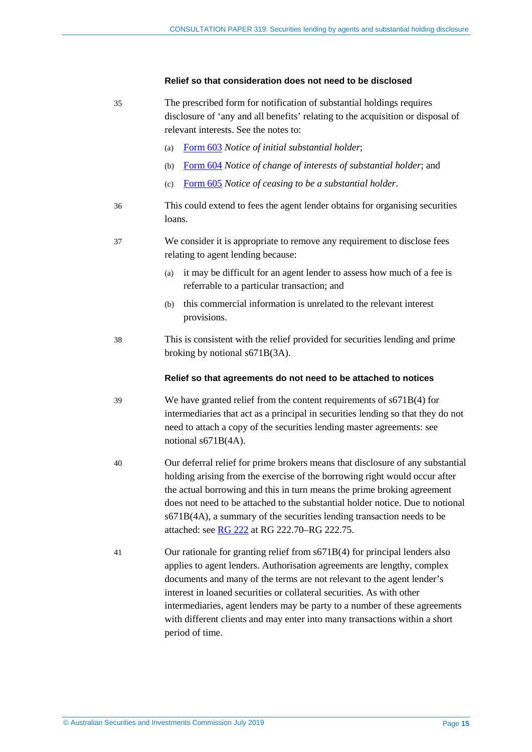### Relief so that consideration does not need to be disclosed

35 The prescribed form for notification of substantial holdings requires disclosure of 'any and all benefits' relating to the acquisition or disposal of relevant interests. See the notes to:

(a) Form 603 *Notice of initial substantial holder*;

(b) Form 604 *Notice of change of interests of substantial holder*; and

(c) Form 605 *Notice of ceasing to be a substantial holder*.

36 This could extend to fees the agent lender obtains for organising securities loans.

37 We consider it is appropriate to remove any requirement to disclose fees relating to agent lending because:

(a) it may be difficult for an agent lender to assess how much of a fee is referrable to a particular transaction; and

(b) this commercial information is unrelated to the relevant interest provisions.

38 This is consistent with the relief provided for securities lending and prime broking by notional s671B(3A).

### Relief so that agreements do not need to be attached to notices

39 We have granted relief from the content requirements of s671B(4) for intermediaries that act as a principal in securities lending so that they do not need to attach a copy of the securities lending master agreements: see notional s671B(4A).

40 Our deferral relief for prime brokers means that disclosure of any substantial holding arising from the exercise of the borrowing right would occur after the actual borrowing and this in turn means the prime broking agreement does not need to be attached to the substantial holder notice. Due to notional s671B(4A), a summary of the securities lending transaction needs to be attached: see RG 222 at RG 222.70–RG 222.75.

41 Our rationale for granting relief from s671B(4) for principal lenders also applies to agent lenders. Authorisation agreements are lengthy, complex documents and many of the terms are not relevant to the agent lender's interest in loaned securities or collateral securities. As with other intermediaries, agent lenders may be party to a number of these agreements with different clients and may enter into many transactions within a short period of time.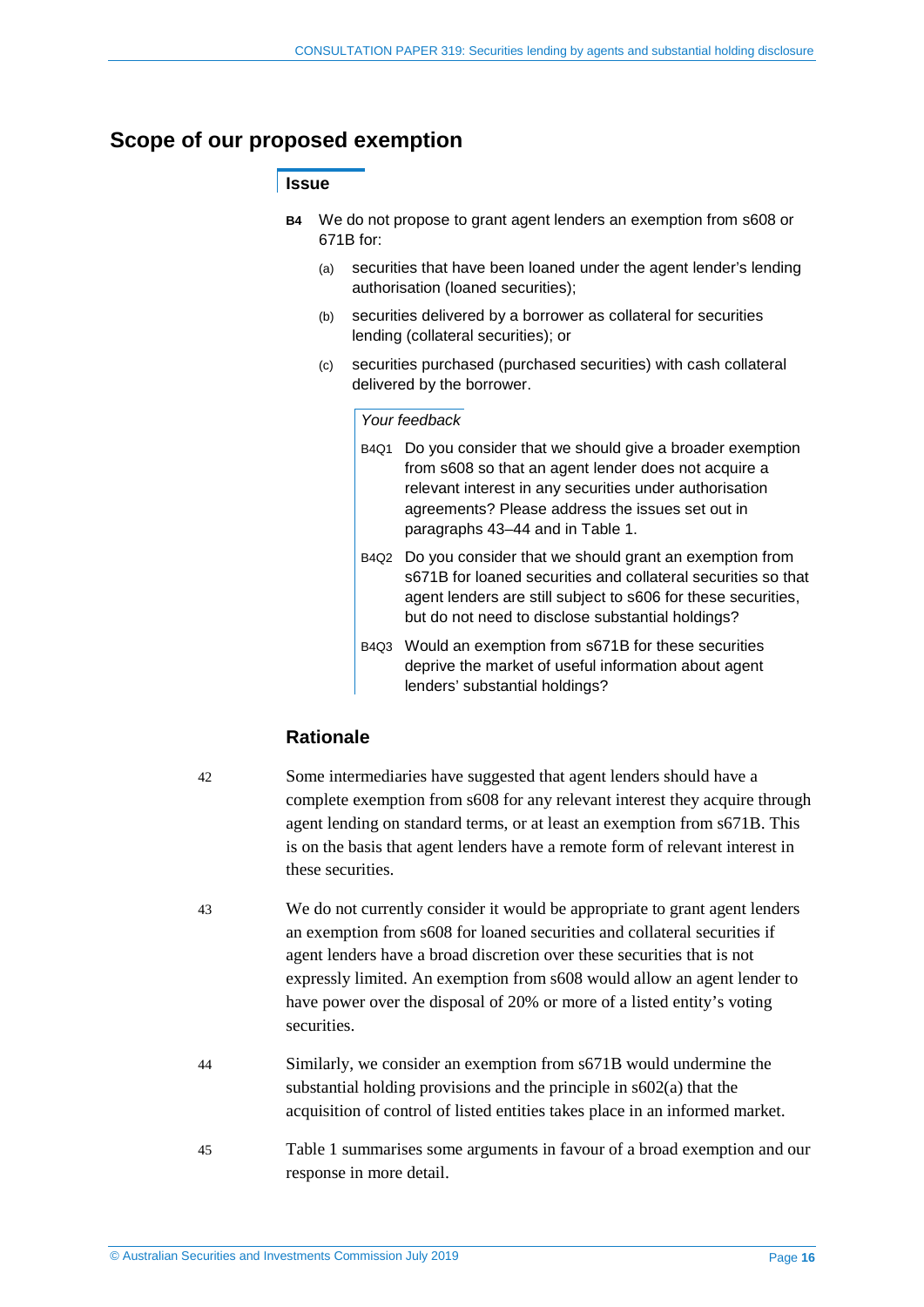## Scope of our proposed exemption

### Issue

**B4** We do not propose to grant agent lenders an exemption from s608 or 671B for:

(a) securities that have been loaned under the agent lender's lending authorisation (loaned securities);

(b) securities delivered by a borrower as collateral for securities lending (collateral securities); or

(c) securities purchased (purchased securities) with cash collateral delivered by the borrower.

*Your feedback*

B4Q1 Do you consider that we should give a broader exemption from s608 so that an agent lender does not acquire a relevant interest in any securities under authorisation agreements? Please address the issues set out in paragraphs 43–44 and in Table 1.

B4Q2 Do you consider that we should grant an exemption from s671B for loaned securities and collateral securities so that agent lenders are still subject to s606 for these securities, but do not need to disclose substantial holdings?

B4Q3 Would an exemption from s671B for these securities deprive the market of useful information about agent lenders' substantial holdings?

### Rationale

42 Some intermediaries have suggested that agent lenders should have a complete exemption from s608 for any relevant interest they acquire through agent lending on standard terms, or at least an exemption from s671B. This is on the basis that agent lenders have a remote form of relevant interest in these securities.

43 We do not currently consider it would be appropriate to grant agent lenders an exemption from s608 for loaned securities and collateral securities if agent lenders have a broad discretion over these securities that is not expressly limited. An exemption from s608 would allow an agent lender to have power over the disposal of 20% or more of a listed entity's voting securities.

44 Similarly, we consider an exemption from s671B would undermine the substantial holding provisions and the principle in s602(a) that the acquisition of control of listed entities takes place in an informed market.

45 Table 1 summarises some arguments in favour of a broad exemption and our response in more detail.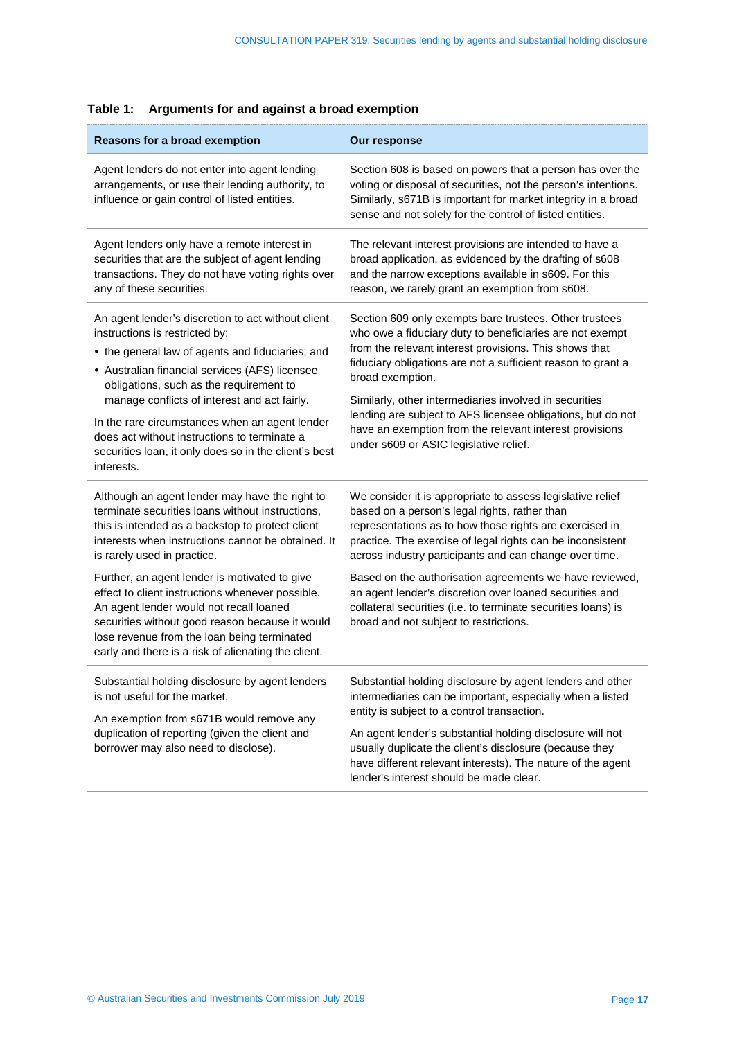**Table 1: Arguments for and against a broad exemption**

| Reasons for a broad exemption | Our response |
|---|---|
| Agent lenders do not enter into agent lending arrangements, or use their lending authority, to influence or gain control of listed entities. | Section 608 is based on powers that a person has over the voting or disposal of securities, not the person's intentions. Similarly, s671B is important for market integrity in a broad sense and not solely for the control of listed entities. |
| Agent lenders only have a remote interest in securities that are the subject of agent lending transactions. They do not have voting rights over any of these securities. | The relevant interest provisions are intended to have a broad application, as evidenced by the drafting of s608 and the narrow exceptions available in s609. For this reason, we rarely grant an exemption from s608. |
| An agent lender's discretion to act without client instructions is restricted by: <br>• the general law of agents and fiduciaries; and <br>• Australian financial services (AFS) licensee obligations, such as the requirement to manage conflicts of interest and act fairly. <br><br>In the rare circumstances when an agent lender does act without instructions to terminate a securities loan, it only does so in the client's best interests. | Section 609 only exempts bare trustees. Other trustees who owe a fiduciary duty to beneficiaries are not exempt from the relevant interest provisions. This shows that fiduciary obligations are not a sufficient reason to grant a broad exemption. <br><br>Similarly, other intermediaries involved in securities lending are subject to AFS licensee obligations, but do not have an exemption from the relevant interest provisions under s609 or ASIC legislative relief. |
| Although an agent lender may have the right to terminate securities loans without instructions, this is intended as a backstop to protect client interests when instructions cannot be obtained. It is rarely used in practice. <br><br>Further, an agent lender is motivated to give effect to client instructions whenever possible. An agent lender would not recall loaned securities without good reason because it would lose revenue from the loan being terminated early and there is a risk of alienating the client. | We consider it is appropriate to assess legislative relief based on a person's legal rights, rather than representations as to how those rights are exercised in practice. The exercise of legal rights can be inconsistent across industry participants and can change over time. <br><br>Based on the authorisation agreements we have reviewed, an agent lender's discretion over loaned securities and collateral securities (i.e. to terminate securities loans) is broad and not subject to restrictions. |
| Substantial holding disclosure by agent lenders is not useful for the market. <br><br>An exemption from s671B would remove any duplication of reporting (given the client and borrower may also need to disclose). | Substantial holding disclosure by agent lenders and other intermediaries can be important, especially when a listed entity is subject to a control transaction. <br><br>An agent lender's substantial holding disclosure will not usually duplicate the client's disclosure (because they have different relevant interests). The nature of the agent lender's interest should be made clear. |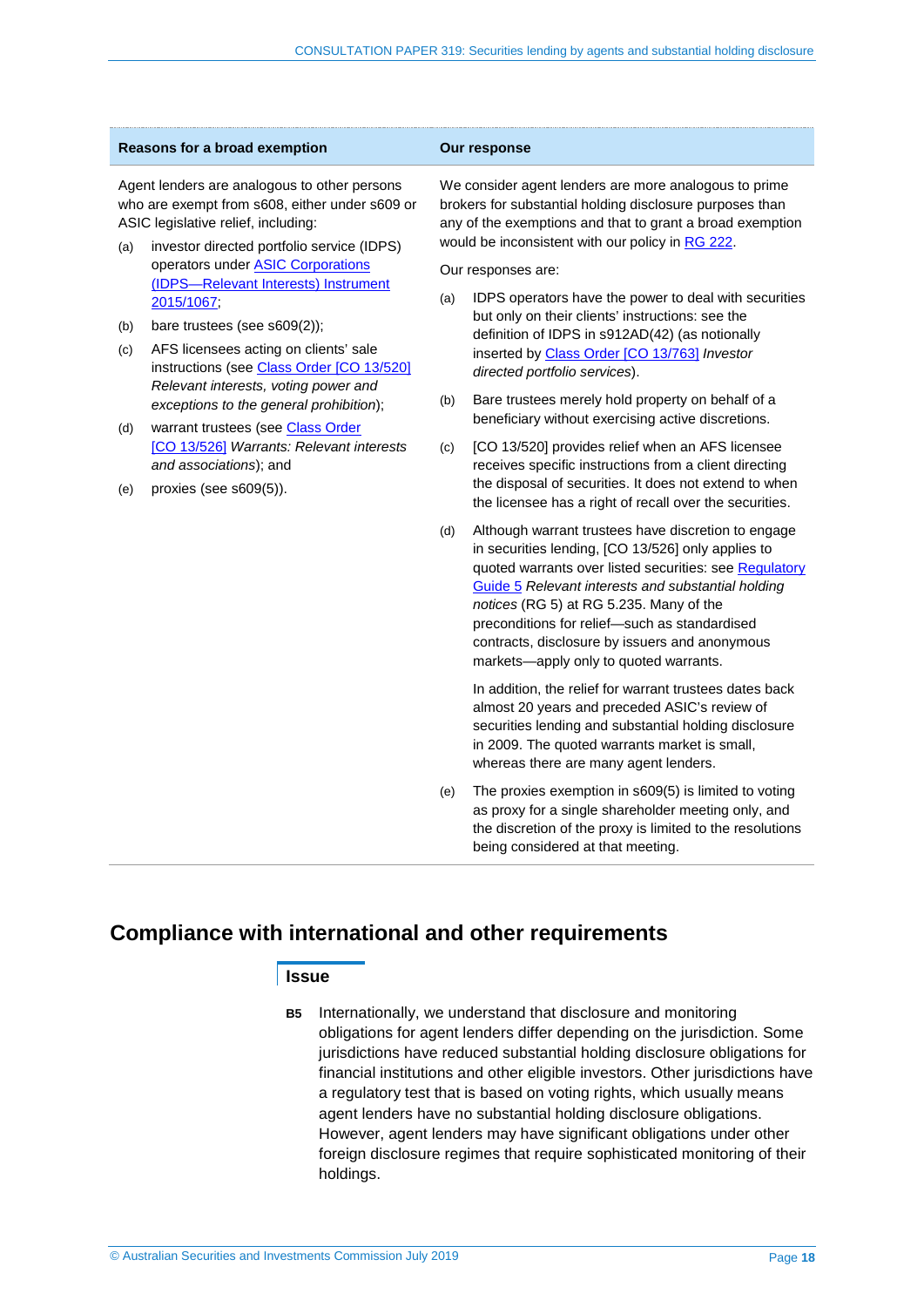| Reasons for a broad exemption | Our response |
| --- | --- |
| Agent lenders are analogous to other persons who are exempt from s608, either under s609 or ASIC legislative relief, including:<br>(a) investor directed portfolio service (IDPS) operators under ASIC Corporations (IDPS—Relevant Interests) Instrument 2015/1067;<br>(b) bare trustees (see s609(2));<br>(c) AFS licensees acting on clients' sale instructions (see Class Order [CO 13/520] *Relevant interests, voting power and exceptions to the general prohibition*);<br>(d) warrant trustees (see Class Order [CO 13/526] *Warrants: Relevant interests and associations*); and<br>(e) proxies (see s609(5)). | We consider agent lenders are more analogous to prime brokers for substantial holding disclosure purposes than any of the exemptions and that to grant a broad exemption would be inconsistent with our policy in RG 222.<br><br>Our responses are:<br>(a) IDPS operators have the power to deal with securities but only on their clients' instructions: see the definition of IDPS in s912AD(42) (as notionally inserted by Class Order [CO 13/763] *Investor directed portfolio services*).<br>(b) Bare trustees merely hold property on behalf of a beneficiary without exercising active discretions.<br>(c) [CO 13/520] provides relief when an AFS licensee receives specific instructions from a client directing the disposal of securities. It does not extend to when the licensee has a right of recall over the securities.<br>(d) Although warrant trustees have discretion to engage in securities lending, [CO 13/526] only applies to quoted warrants over listed securities: see Regulatory Guide 5 *Relevant interests and substantial holding notices* (RG 5) at RG 5.235. Many of the preconditions for relief—such as standardised contracts, disclosure by issuers and anonymous markets—apply only to quoted warrants.<br>In addition, the relief for warrant trustees dates back almost 20 years and preceded ASIC's review of securities lending and substantial holding disclosure in 2009. The quoted warrants market is small, whereas there are many agent lenders.<br>(e) The proxies exemption in s609(5) is limited to voting as proxy for a single shareholder meeting only, and the discretion of the proxy is limited to the resolutions being considered at that meeting. |

## Compliance with international and other requirements

### Issue

**B5** Internationally, we understand that disclosure and monitoring obligations for agent lenders differ depending on the jurisdiction. Some jurisdictions have reduced substantial holding disclosure obligations for financial institutions and other eligible investors. Other jurisdictions have a regulatory test that is based on voting rights, which usually means agent lenders have no substantial holding disclosure obligations. However, agent lenders may have significant obligations under other foreign disclosure regimes that require sophisticated monitoring of their holdings.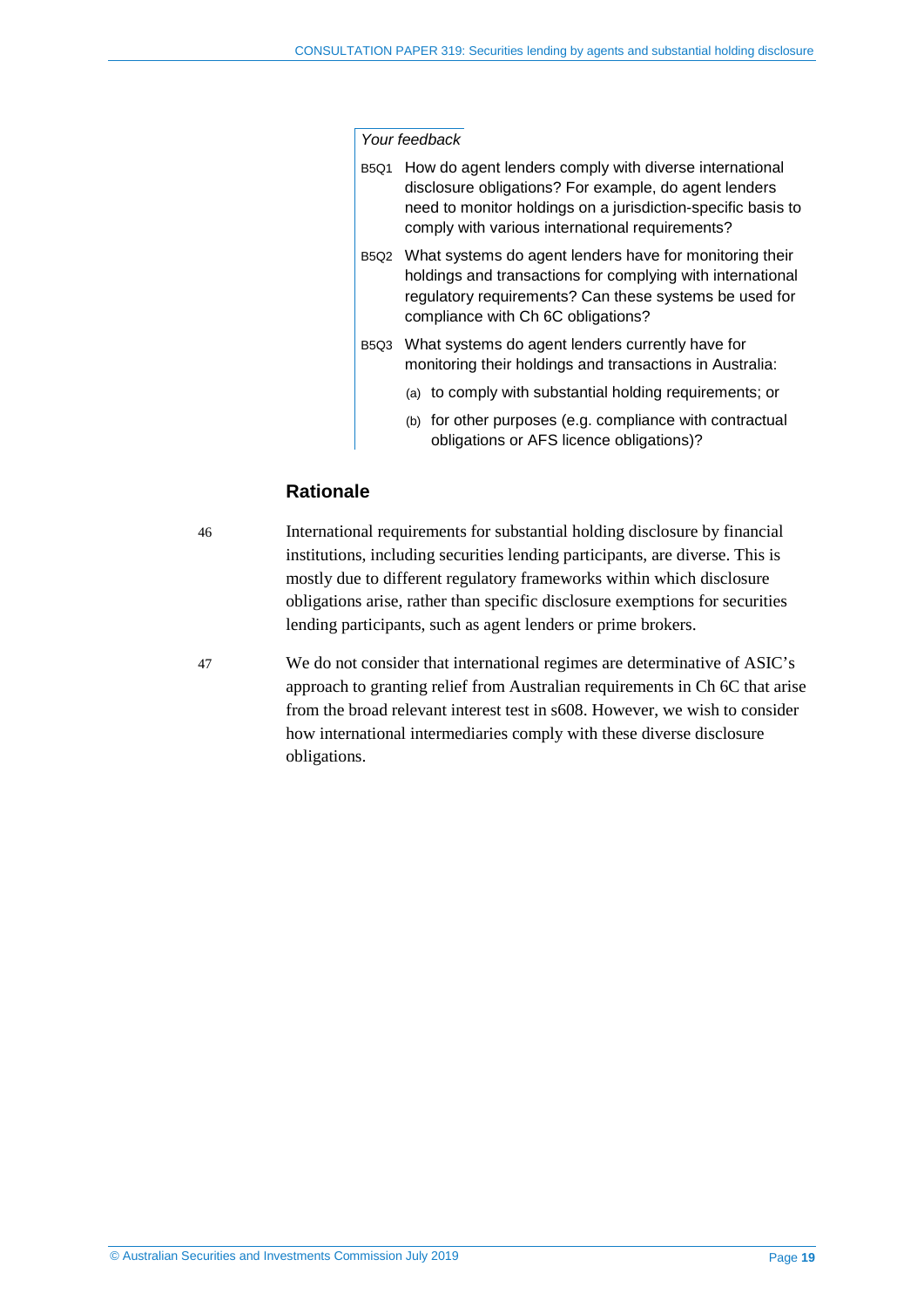*Your feedback*

B5Q1 How do agent lenders comply with diverse international disclosure obligations? For example, do agent lenders need to monitor holdings on a jurisdiction-specific basis to comply with various international requirements?

B5Q2 What systems do agent lenders have for monitoring their holdings and transactions for complying with international regulatory requirements? Can these systems be used for compliance with Ch 6C obligations?

B5Q3 What systems do agent lenders currently have for monitoring their holdings and transactions in Australia:

(a) to comply with substantial holding requirements; or

(b) for other purposes (e.g. compliance with contractual obligations or AFS licence obligations)?

### Rationale

46 International requirements for substantial holding disclosure by financial institutions, including securities lending participants, are diverse. This is mostly due to different regulatory frameworks within which disclosure obligations arise, rather than specific disclosure exemptions for securities lending participants, such as agent lenders or prime brokers.

47 We do not consider that international regimes are determinative of ASIC's approach to granting relief from Australian requirements in Ch 6C that arise from the broad relevant interest test in s608. However, we wish to consider how international intermediaries comply with these diverse disclosure obligations.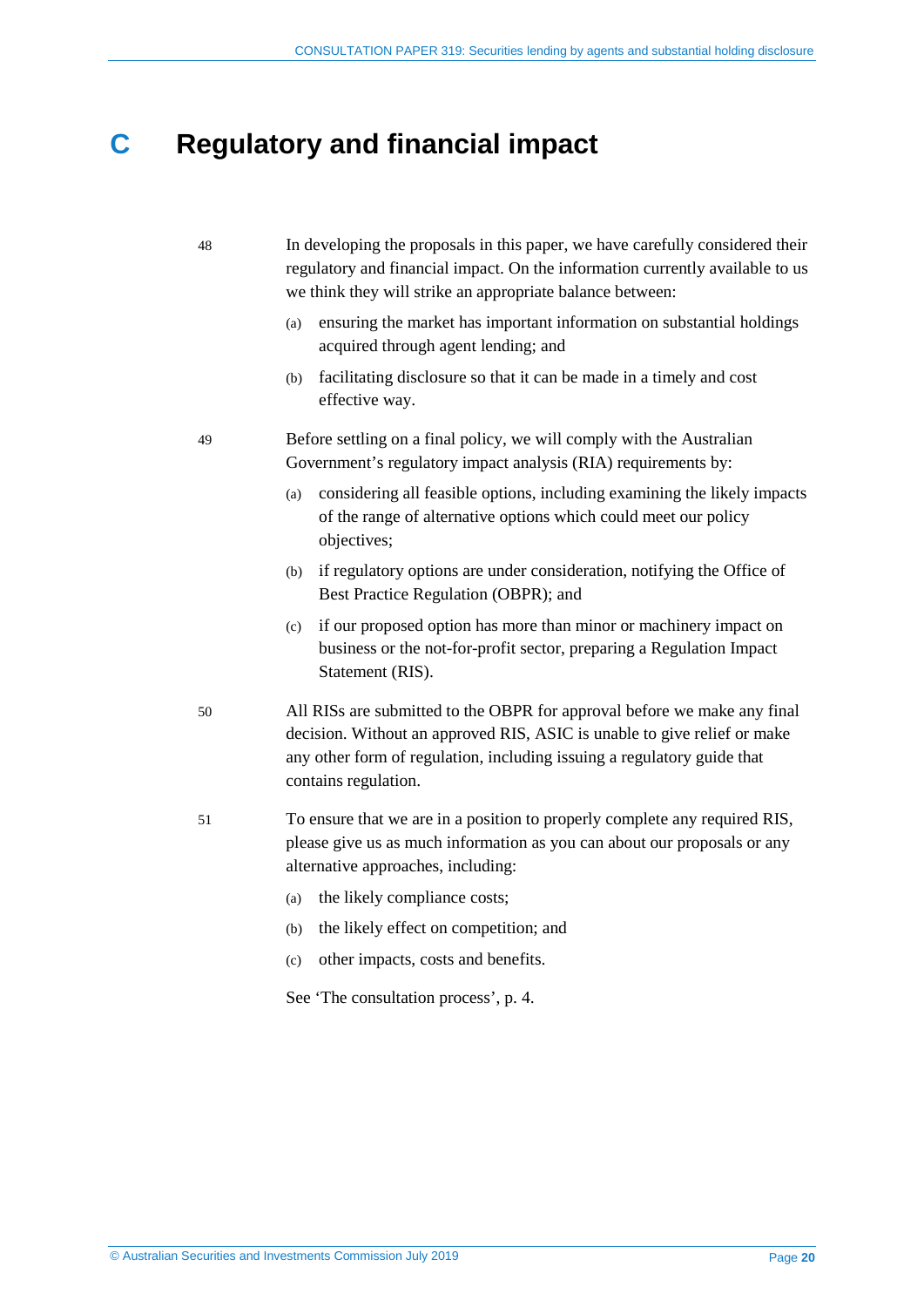# C Regulatory and financial impact

48 In developing the proposals in this paper, we have carefully considered their regulatory and financial impact. On the information currently available to us we think they will strike an appropriate balance between:

(a) ensuring the market has important information on substantial holdings acquired through agent lending; and

(b) facilitating disclosure so that it can be made in a timely and cost effective way.

49 Before settling on a final policy, we will comply with the Australian Government's regulatory impact analysis (RIA) requirements by:

(a) considering all feasible options, including examining the likely impacts of the range of alternative options which could meet our policy objectives;

(b) if regulatory options are under consideration, notifying the Office of Best Practice Regulation (OBPR); and

(c) if our proposed option has more than minor or machinery impact on business or the not-for-profit sector, preparing a Regulation Impact Statement (RIS).

50 All RISs are submitted to the OBPR for approval before we make any final decision. Without an approved RIS, ASIC is unable to give relief or make any other form of regulation, including issuing a regulatory guide that contains regulation.

51 To ensure that we are in a position to properly complete any required RIS, please give us as much information as you can about our proposals or any alternative approaches, including:

(a) the likely compliance costs;

(b) the likely effect on competition; and

(c) other impacts, costs and benefits.

See 'The consultation process', p. 4.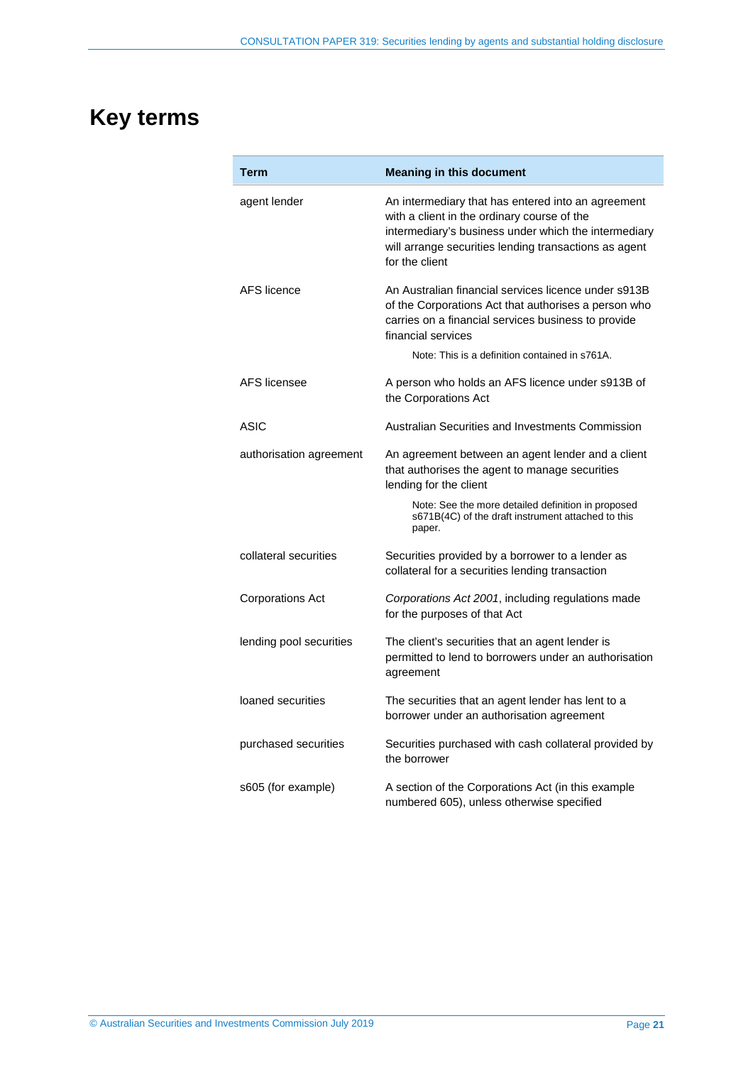# Key terms

| Term | Meaning in this document |
|---|---|
| agent lender | An intermediary that has entered into an agreement with a client in the ordinary course of the intermediary's business under which the intermediary will arrange securities lending transactions as agent for the client |
| AFS licence | An Australian financial services licence under s913B of the Corporations Act that authorises a person who carries on a financial services business to provide financial services<br><br>Note: This is a definition contained in s761A. |
| AFS licensee | A person who holds an AFS licence under s913B of the Corporations Act |
| ASIC | Australian Securities and Investments Commission |
| authorisation agreement | An agreement between an agent lender and a client that authorises the agent to manage securities lending for the client<br><br>Note: See the more detailed definition in proposed s671B(4C) of the draft instrument attached to this paper. |
| collateral securities | Securities provided by a borrower to a lender as collateral for a securities lending transaction |
| Corporations Act | *Corporations Act 2001*, including regulations made for the purposes of that Act |
| lending pool securities | The client's securities that an agent lender is permitted to lend to borrowers under an authorisation agreement |
| loaned securities | The securities that an agent lender has lent to a borrower under an authorisation agreement |
| purchased securities | Securities purchased with cash collateral provided by the borrower |
| s605 (for example) | A section of the Corporations Act (in this example numbered 605), unless otherwise specified |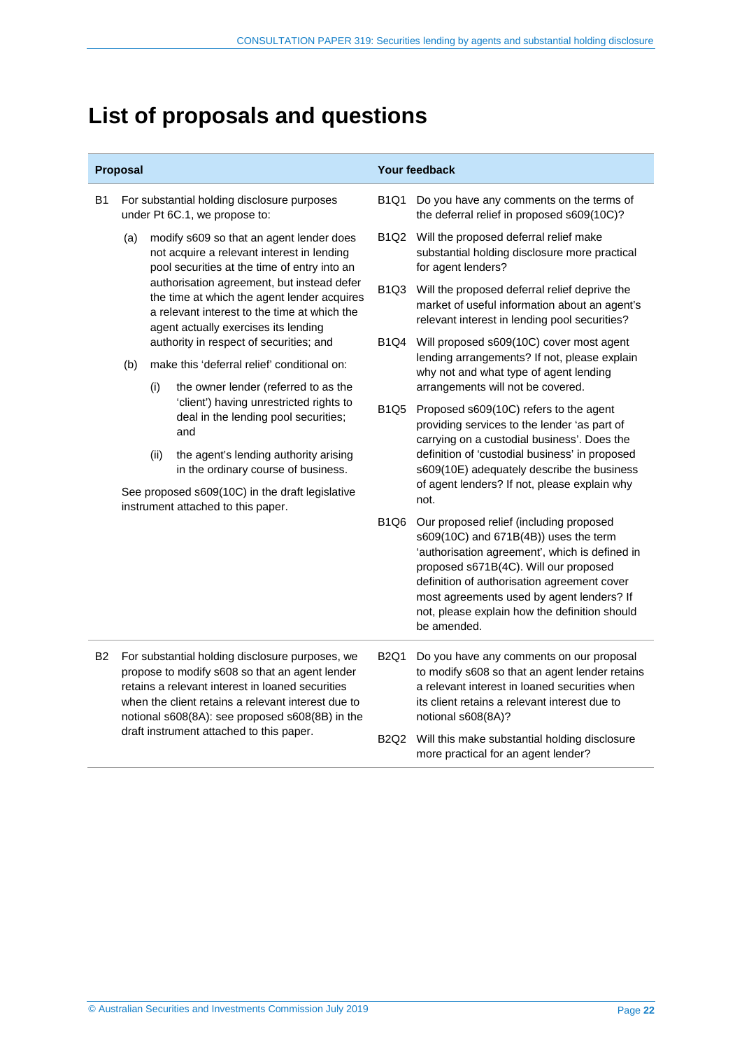# List of proposals and questions

| Proposal | Your feedback |
|---|---|
| B1 For substantial holding disclosure purposes under Pt 6C.1, we propose to:<br><br>(a) modify s609 so that an agent lender does not acquire a relevant interest in lending pool securities at the time of entry into an authorisation agreement, but instead defer the time at which the agent lender acquires a relevant interest to the time at which the agent actually exercises its lending authority in respect of securities; and<br><br>(b) make this 'deferral relief' conditional on:<br><br>(i) the owner lender (referred to as the 'client') having unrestricted rights to deal in the lending pool securities; and<br><br>(ii) the agent's lending authority arising in the ordinary course of business.<br><br>See proposed s609(10C) in the draft legislative instrument attached to this paper. | B1Q1 Do you have any comments on the terms of the deferral relief in proposed s609(10C)?<br><br>B1Q2 Will the proposed deferral relief make substantial holding disclosure more practical for agent lenders?<br><br>B1Q3 Will the proposed deferral relief deprive the market of useful information about an agent's relevant interest in lending pool securities?<br><br>B1Q4 Will proposed s609(10C) cover most agent lending arrangements? If not, please explain why not and what type of agent lending arrangements will not be covered.<br><br>B1Q5 Proposed s609(10C) refers to the agent providing services to the lender 'as part of carrying on a custodial business'. Does the definition of 'custodial business' in proposed s609(10E) adequately describe the business of agent lenders? If not, please explain why not.<br><br>B1Q6 Our proposed relief (including proposed s609(10C) and 671B(4B)) uses the term 'authorisation agreement', which is defined in proposed s671B(4C). Will our proposed definition of authorisation agreement cover most agreements used by agent lenders? If not, please explain how the definition should be amended. |
| B2 For substantial holding disclosure purposes, we propose to modify s608 so that an agent lender retains a relevant interest in loaned securities when the client retains a relevant interest due to notional s608(8A): see proposed s608(8B) in the draft instrument attached to this paper. | B2Q1 Do you have any comments on our proposal to modify s608 so that an agent lender retains a relevant interest in loaned securities when its client retains a relevant interest due to notional s608(8A)?<br><br>B2Q2 Will this make substantial holding disclosure more practical for an agent lender? |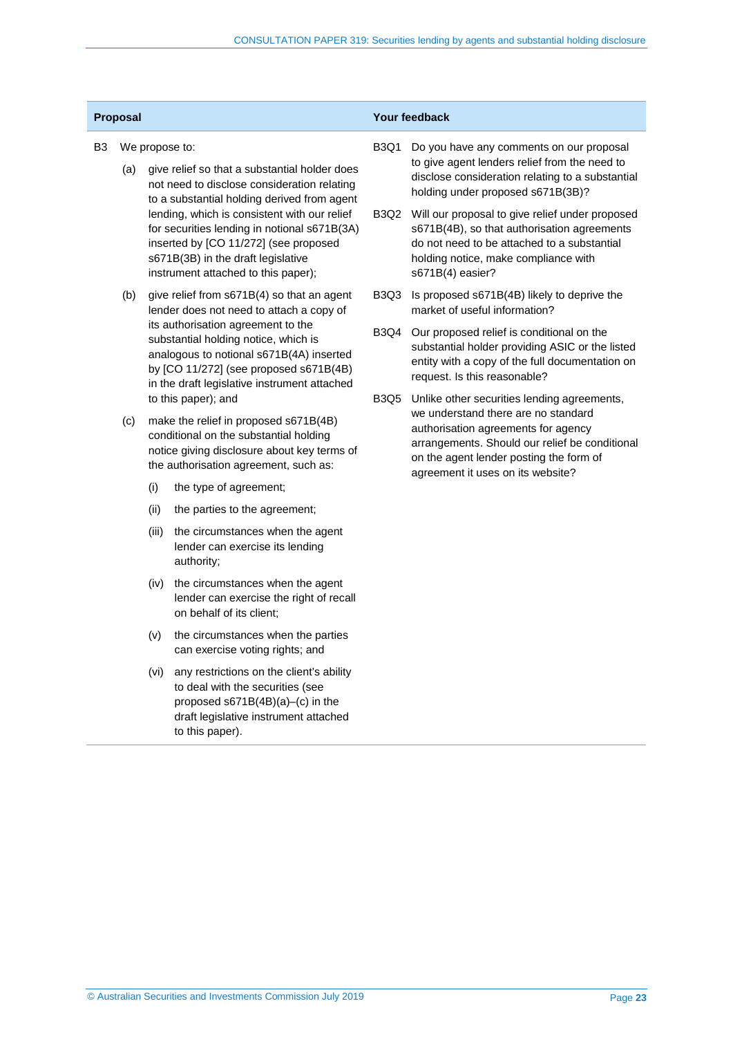| Proposal | Your feedback |
|---|---|
| B3 We propose to:<br><br>(a) give relief so that a substantial holder does not need to disclose consideration relating to a substantial holding derived from agent lending, which is consistent with our relief for securities lending in notional s671B(3A) inserted by [CO 11/272] (see proposed s671B(3B) in the draft legislative instrument attached to this paper);<br><br>(b) give relief from s671B(4) so that an agent lender does not need to attach a copy of its authorisation agreement to the substantial holding notice, which is analogous to notional s671B(4A) inserted by [CO 11/272] (see proposed s671B(4B) in the draft legislative instrument attached to this paper); and<br><br>(c) make the relief in proposed s671B(4B) conditional on the substantial holding notice giving disclosure about key terms of the authorisation agreement, such as:<br><br>(i) the type of agreement;<br><br>(ii) the parties to the agreement;<br><br>(iii) the circumstances when the agent lender can exercise its lending authority;<br><br>(iv) the circumstances when the agent lender can exercise the right of recall on behalf of its client;<br><br>(v) the circumstances when the parties can exercise voting rights; and<br><br>(vi) any restrictions on the client's ability to deal with the securities (see proposed s671B(4B)(a)–(c) in the draft legislative instrument attached to this paper). | B3Q1 Do you have any comments on our proposal to give agent lenders relief from the need to disclose consideration relating to a substantial holding under proposed s671B(3B)?<br><br>B3Q2 Will our proposal to give relief under proposed s671B(4B), so that authorisation agreements do not need to be attached to a substantial holding notice, make compliance with s671B(4) easier?<br><br>B3Q3 Is proposed s671B(4B) likely to deprive the market of useful information?<br><br>B3Q4 Our proposed relief is conditional on the substantial holder providing ASIC or the listed entity with a copy of the full documentation on request. Is this reasonable?<br><br>B3Q5 Unlike other securities lending agreements, we understand there are no standard authorisation agreements for agency arrangements. Should our relief be conditional on the agent lender posting the form of agreement it uses on its website? |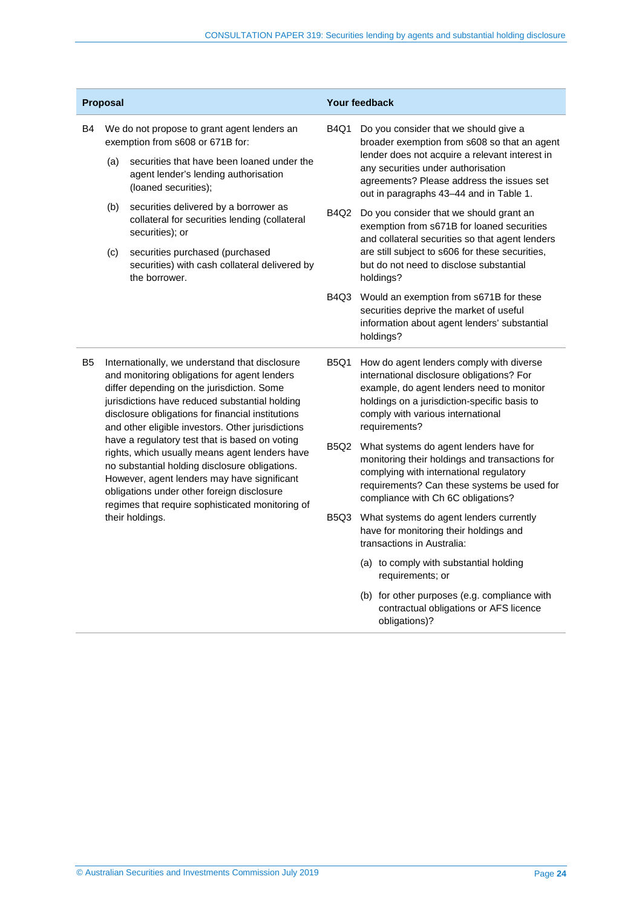| Proposal | Your feedback |
|---|---|
| B4 We do not propose to grant agent lenders an exemption from s608 or 671B for:<br>(a) securities that have been loaned under the agent lender's lending authorisation (loaned securities);<br>(b) securities delivered by a borrower as collateral for securities lending (collateral securities); or<br>(c) securities purchased (purchased securities) with cash collateral delivered by the borrower. | B4Q1 Do you consider that we should give a broader exemption from s608 so that an agent lender does not acquire a relevant interest in any securities under authorisation agreements? Please address the issues set out in paragraphs 43–44 and in Table 1.<br>B4Q2 Do you consider that we should grant an exemption from s671B for loaned securities and collateral securities so that agent lenders are still subject to s606 for these securities, but do not need to disclose substantial holdings?<br>B4Q3 Would an exemption from s671B for these securities deprive the market of useful information about agent lenders' substantial holdings? |
| B5 Internationally, we understand that disclosure and monitoring obligations for agent lenders differ depending on the jurisdiction. Some jurisdictions have reduced substantial holding disclosure obligations for financial institutions and other eligible investors. Other jurisdictions have a regulatory test that is based on voting rights, which usually means agent lenders have no substantial holding disclosure obligations. However, agent lenders may have significant obligations under other foreign disclosure regimes that require sophisticated monitoring of their holdings. | B5Q1 How do agent lenders comply with diverse international disclosure obligations? For example, do agent lenders need to monitor holdings on a jurisdiction-specific basis to comply with various international requirements?<br>B5Q2 What systems do agent lenders have for monitoring their holdings and transactions for complying with international regulatory requirements? Can these systems be used for compliance with Ch 6C obligations?<br>B5Q3 What systems do agent lenders currently have for monitoring their holdings and transactions in Australia:<br>(a) to comply with substantial holding requirements; or<br>(b) for other purposes (e.g. compliance with contractual obligations or AFS licence obligations)? |